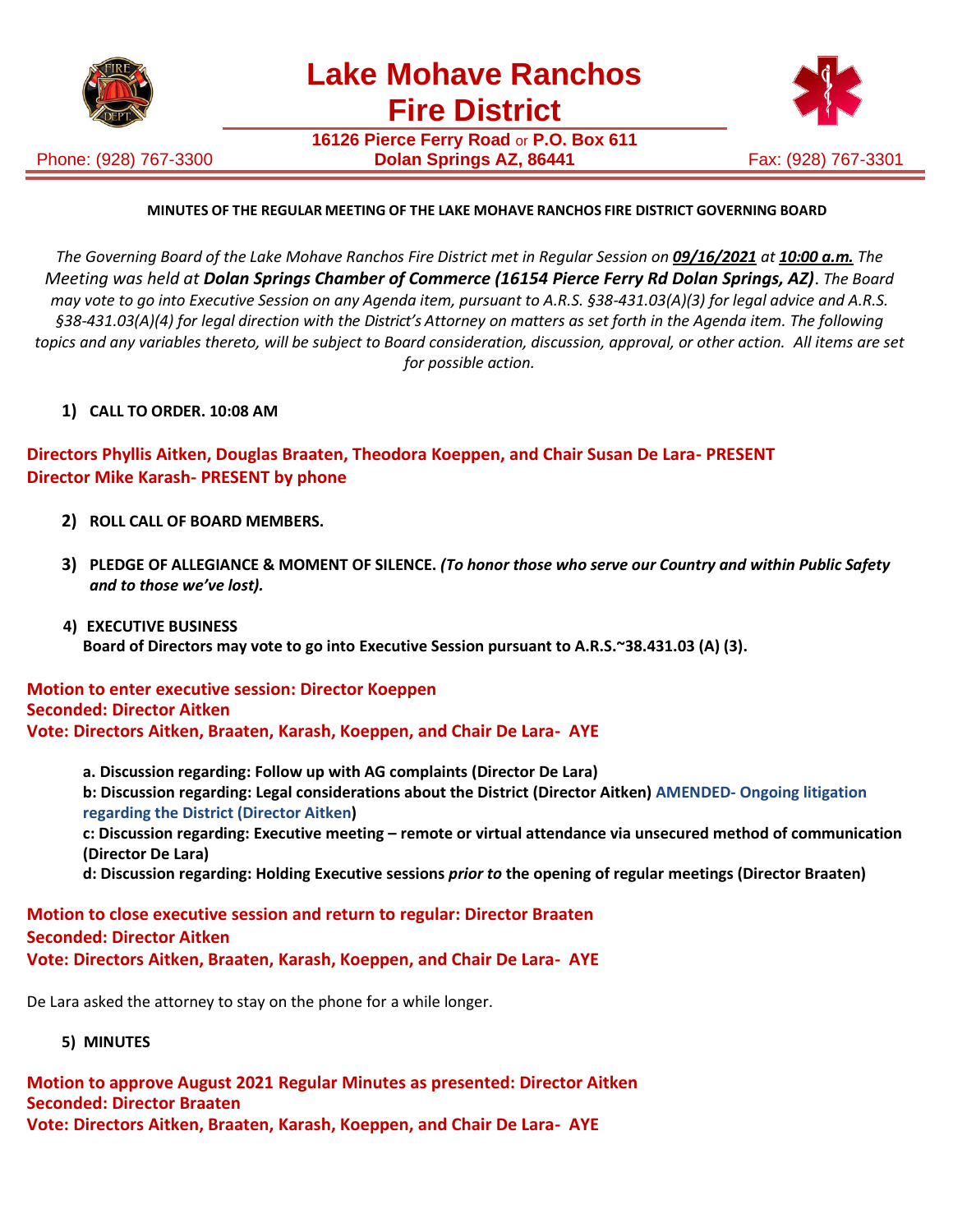# Lake Mohave Ranchos Fire District

**16126 Pierce Ferry Road** or **P.O. Box 611**
**Dolan Springs AZ, 86441**

Phone: (928) 767-3300 Fax: (928) 767-3301

**MINUTES OF THE REGULAR MEETING OF THE LAKE MOHAVE RANCHOS FIRE DISTRICT GOVERNING BOARD**

*The Governing Board of the Lake Mohave Ranchos Fire District met in Regular Session on **09/16/2021** at **10:00 a.m.** The Meeting was held at **Dolan Springs Chamber of Commerce (16154 Pierce Ferry Rd Dolan Springs, AZ)**. The Board may vote to go into Executive Session on any Agenda item, pursuant to A.R.S. §38-431.03(A)(3) for legal advice and A.R.S. §38-431.03(A)(4) for legal direction with the District's Attorney on matters as set forth in the Agenda item. The following topics and any variables thereto, will be subject to Board consideration, discussion, approval, or other action. All items are set for possible action.*

1) **CALL TO ORDER. 10:08 AM**

**Directors Phyllis Aitken, Douglas Braaten, Theodora Koeppen, and Chair Susan De Lara- PRESENT**
**Director Mike Karash- PRESENT by phone**

2) **ROLL CALL OF BOARD MEMBERS.**

3) **PLEDGE OF ALLEGIANCE & MOMENT OF SILENCE.** ***(To honor those who serve our Country and within Public Safety and to those we've lost).***

4) **EXECUTIVE BUSINESS**
**Board of Directors may vote to go into Executive Session pursuant to A.R.S.~38.431.03 (A) (3).**

**Motion to enter executive session: Director Koeppen**
**Seconded: Director Aitken**
**Vote: Directors Aitken, Braaten, Karash, Koeppen, and Chair De Lara- AYE**

**a. Discussion regarding: Follow up with AG complaints (Director De Lara)**
**b: Discussion regarding: Legal considerations about the District (Director Aitken) AMENDED- Ongoing litigation regarding the District (Director Aitken)**
**c: Discussion regarding: Executive meeting – remote or virtual attendance via unsecured method of communication (Director De Lara)**
**d: Discussion regarding: Holding Executive sessions *prior to* the opening of regular meetings (Director Braaten)**

**Motion to close executive session and return to regular: Director Braaten**
**Seconded: Director Aitken**
**Vote: Directors Aitken, Braaten, Karash, Koeppen, and Chair De Lara- AYE**

De Lara asked the attorney to stay on the phone for a while longer.

5) **MINUTES**

**Motion to approve August 2021 Regular Minutes as presented: Director Aitken**
**Seconded: Director Braaten**
**Vote: Directors Aitken, Braaten, Karash, Koeppen, and Chair De Lara- AYE**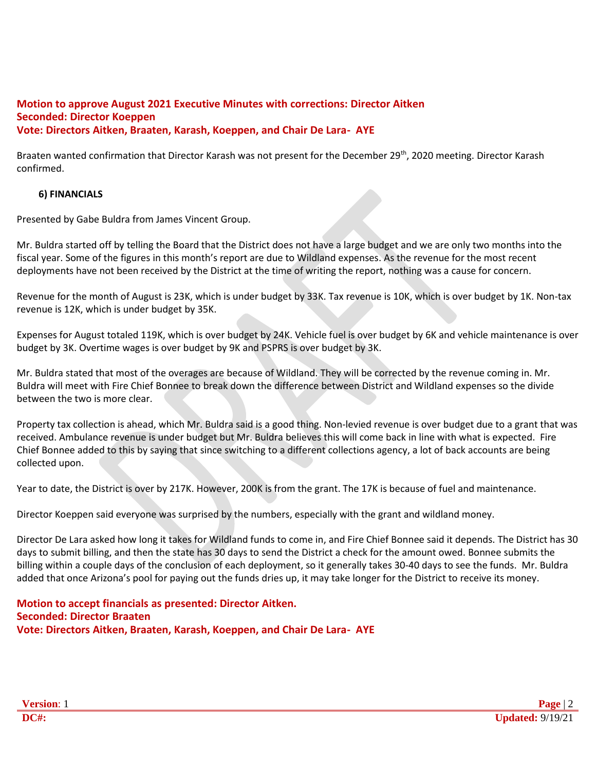**Motion to approve August 2021 Executive Minutes with corrections: Director Aitken**
**Seconded: Director Koeppen**
**Vote: Directors Aitken, Braaten, Karash, Koeppen, and Chair De Lara- AYE**

Braaten wanted confirmation that Director Karash was not present for the December 29th, 2020 meeting. Director Karash confirmed.

### 6) FINANCIALS

Presented by Gabe Buldra from James Vincent Group.

Mr. Buldra started off by telling the Board that the District does not have a large budget and we are only two months into the fiscal year. Some of the figures in this month's report are due to Wildland expenses. As the revenue for the most recent deployments have not been received by the District at the time of writing the report, nothing was a cause for concern.

Revenue for the month of August is 23K, which is under budget by 33K. Tax revenue is 10K, which is over budget by 1K. Non-tax revenue is 12K, which is under budget by 35K.

Expenses for August totaled 119K, which is over budget by 24K. Vehicle fuel is over budget by 6K and vehicle maintenance is over budget by 3K. Overtime wages is over budget by 9K and PSPRS is over budget by 3K.

Mr. Buldra stated that most of the overages are because of Wildland. They will be corrected by the revenue coming in. Mr. Buldra will meet with Fire Chief Bonnee to break down the difference between District and Wildland expenses so the divide between the two is more clear.

Property tax collection is ahead, which Mr. Buldra said is a good thing. Non-levied revenue is over budget due to a grant that was received. Ambulance revenue is under budget but Mr. Buldra believes this will come back in line with what is expected. Fire Chief Bonnee added to this by saying that since switching to a different collections agency, a lot of back accounts are being collected upon.

Year to date, the District is over by 217K. However, 200K is from the grant. The 17K is because of fuel and maintenance.

Director Koeppen said everyone was surprised by the numbers, especially with the grant and wildland money.

Director De Lara asked how long it takes for Wildland funds to come in, and Fire Chief Bonnee said it depends. The District has 30 days to submit billing, and then the state has 30 days to send the District a check for the amount owed. Bonnee submits the billing within a couple days of the conclusion of each deployment, so it generally takes 30-40 days to see the funds. Mr. Buldra added that once Arizona's pool for paying out the funds dries up, it may take longer for the District to receive its money.

**Motion to accept financials as presented: Director Aitken.**
**Seconded: Director Braaten**
**Vote: Directors Aitken, Braaten, Karash, Koeppen, and Chair De Lara- AYE**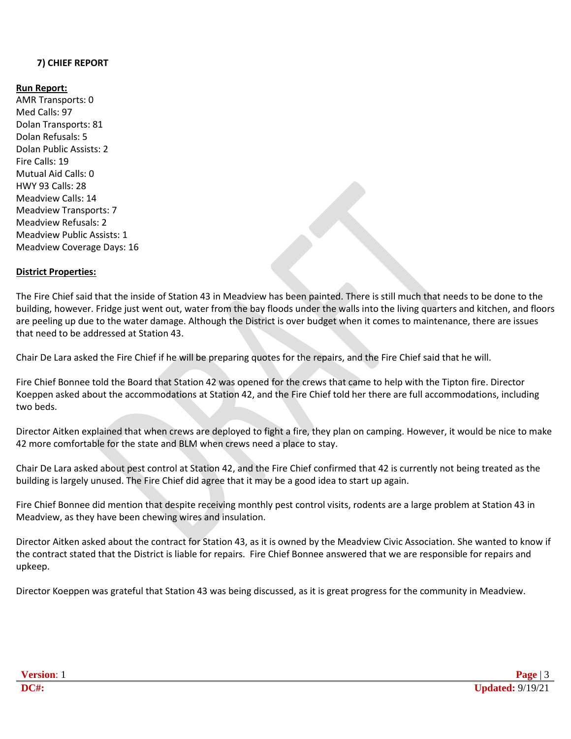**7) CHIEF REPORT**

**Run Report:**

AMR Transports: 0
Med Calls: 97
Dolan Transports: 81
Dolan Refusals: 5
Dolan Public Assists: 2
Fire Calls: 19
Mutual Aid Calls: 0
HWY 93 Calls: 28
Meadview Calls: 14
Meadview Transports: 7
Meadview Refusals: 2
Meadview Public Assists: 1
Meadview Coverage Days: 16

**District Properties:**

The Fire Chief said that the inside of Station 43 in Meadview has been painted. There is still much that needs to be done to the building, however. Fridge just went out, water from the bay floods under the walls into the living quarters and kitchen, and floors are peeling up due to the water damage. Although the District is over budget when it comes to maintenance, there are issues that need to be addressed at Station 43.

Chair De Lara asked the Fire Chief if he will be preparing quotes for the repairs, and the Fire Chief said that he will.

Fire Chief Bonnee told the Board that Station 42 was opened for the crews that came to help with the Tipton fire. Director Koeppen asked about the accommodations at Station 42, and the Fire Chief told her there are full accommodations, including two beds.

Director Aitken explained that when crews are deployed to fight a fire, they plan on camping. However, it would be nice to make 42 more comfortable for the state and BLM when crews need a place to stay.

Chair De Lara asked about pest control at Station 42, and the Fire Chief confirmed that 42 is currently not being treated as the building is largely unused. The Fire Chief did agree that it may be a good idea to start up again.

Fire Chief Bonnee did mention that despite receiving monthly pest control visits, rodents are a large problem at Station 43 in Meadview, as they have been chewing wires and insulation.

Director Aitken asked about the contract for Station 43, as it is owned by the Meadview Civic Association. She wanted to know if the contract stated that the District is liable for repairs. Fire Chief Bonnee answered that we are responsible for repairs and upkeep.

Director Koeppen was grateful that Station 43 was being discussed, as it is great progress for the community in Meadview.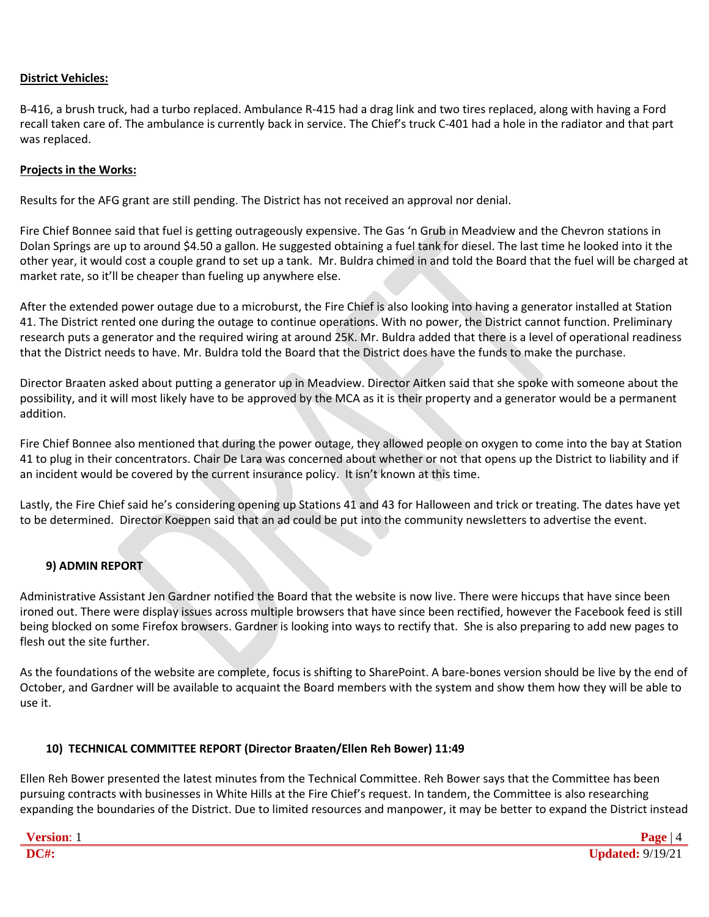**District Vehicles:**

B-416, a brush truck, had a turbo replaced. Ambulance R-415 had a drag link and two tires replaced, along with having a Ford recall taken care of. The ambulance is currently back in service. The Chief's truck C-401 had a hole in the radiator and that part was replaced.

**Projects in the Works:**

Results for the AFG grant are still pending. The District has not received an approval nor denial.

Fire Chief Bonnee said that fuel is getting outrageously expensive. The Gas 'n Grub in Meadview and the Chevron stations in Dolan Springs are up to around $4.50 a gallon. He suggested obtaining a fuel tank for diesel. The last time he looked into it the other year, it would cost a couple grand to set up a tank. Mr. Buldra chimed in and told the Board that the fuel will be charged at market rate, so it'll be cheaper than fueling up anywhere else.

After the extended power outage due to a microburst, the Fire Chief is also looking into having a generator installed at Station 41. The District rented one during the outage to continue operations. With no power, the District cannot function. Preliminary research puts a generator and the required wiring at around 25K. Mr. Buldra added that there is a level of operational readiness that the District needs to have. Mr. Buldra told the Board that the District does have the funds to make the purchase.

Director Braaten asked about putting a generator up in Meadview. Director Aitken said that she spoke with someone about the possibility, and it will most likely have to be approved by the MCA as it is their property and a generator would be a permanent addition.

Fire Chief Bonnee also mentioned that during the power outage, they allowed people on oxygen to come into the bay at Station 41 to plug in their concentrators. Chair De Lara was concerned about whether or not that opens up the District to liability and if an incident would be covered by the current insurance policy. It isn't known at this time.

Lastly, the Fire Chief said he's considering opening up Stations 41 and 43 for Halloween and trick or treating. The dates have yet to be determined. Director Koeppen said that an ad could be put into the community newsletters to advertise the event.

## 9) ADMIN REPORT

Administrative Assistant Jen Gardner notified the Board that the website is now live. There were hiccups that have since been ironed out. There were display issues across multiple browsers that have since been rectified, however the Facebook feed is still being blocked on some Firefox browsers. Gardner is looking into ways to rectify that. She is also preparing to add new pages to flesh out the site further.

As the foundations of the website are complete, focus is shifting to SharePoint. A bare-bones version should be live by the end of October, and Gardner will be available to acquaint the Board members with the system and show them how they will be able to use it.

## 10) TECHNICAL COMMITTEE REPORT (Director Braaten/Ellen Reh Bower) 11:49

Ellen Reh Bower presented the latest minutes from the Technical Committee. Reh Bower says that the Committee has been pursuing contracts with businesses in White Hills at the Fire Chief's request. In tandem, the Committee is also researching expanding the boundaries of the District. Due to limited resources and manpower, it may be better to expand the District instead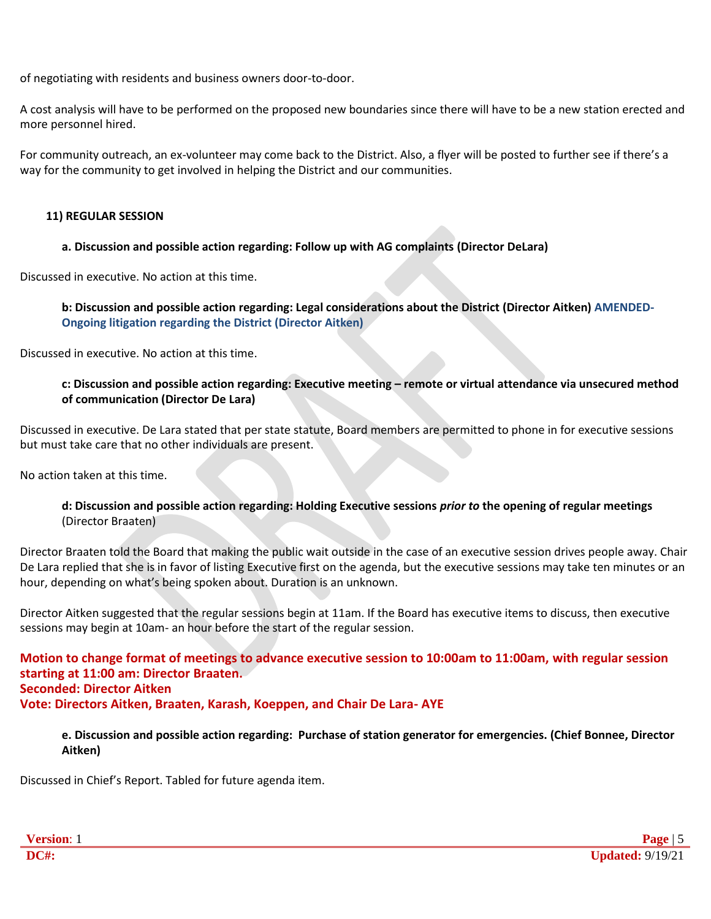of negotiating with residents and business owners door-to-door.

A cost analysis will have to be performed on the proposed new boundaries since there will have to be a new station erected and more personnel hired.

For community outreach, an ex-volunteer may come back to the District. Also, a flyer will be posted to further see if there's a way for the community to get involved in helping the District and our communities.

**11) REGULAR SESSION**

**a. Discussion and possible action regarding: Follow up with AG complaints (Director DeLara)**

Discussed in executive. No action at this time.

**b: Discussion and possible action regarding: Legal considerations about the District (Director Aitken) AMENDED-Ongoing litigation regarding the District (Director Aitken)**

Discussed in executive. No action at this time.

**c: Discussion and possible action regarding: Executive meeting – remote or virtual attendance via unsecured method of communication (Director De Lara)**

Discussed in executive. De Lara stated that per state statute, Board members are permitted to phone in for executive sessions but must take care that no other individuals are present.

No action taken at this time.

**d: Discussion and possible action regarding: Holding Executive sessions *prior to* the opening of regular meetings** (Director Braaten)

Director Braaten told the Board that making the public wait outside in the case of an executive session drives people away. Chair De Lara replied that she is in favor of listing Executive first on the agenda, but the executive sessions may take ten minutes or an hour, depending on what's being spoken about. Duration is an unknown.

Director Aitken suggested that the regular sessions begin at 11am. If the Board has executive items to discuss, then executive sessions may begin at 10am- an hour before the start of the regular session.

**Motion to change format of meetings to advance executive session to 10:00am to 11:00am, with regular session starting at 11:00 am: Director Braaten.**
**Seconded: Director Aitken**
**Vote: Directors Aitken, Braaten, Karash, Koeppen, and Chair De Lara- AYE**

**e. Discussion and possible action regarding: Purchase of station generator for emergencies. (Chief Bonnee, Director Aitken)**

Discussed in Chief's Report. Tabled for future agenda item.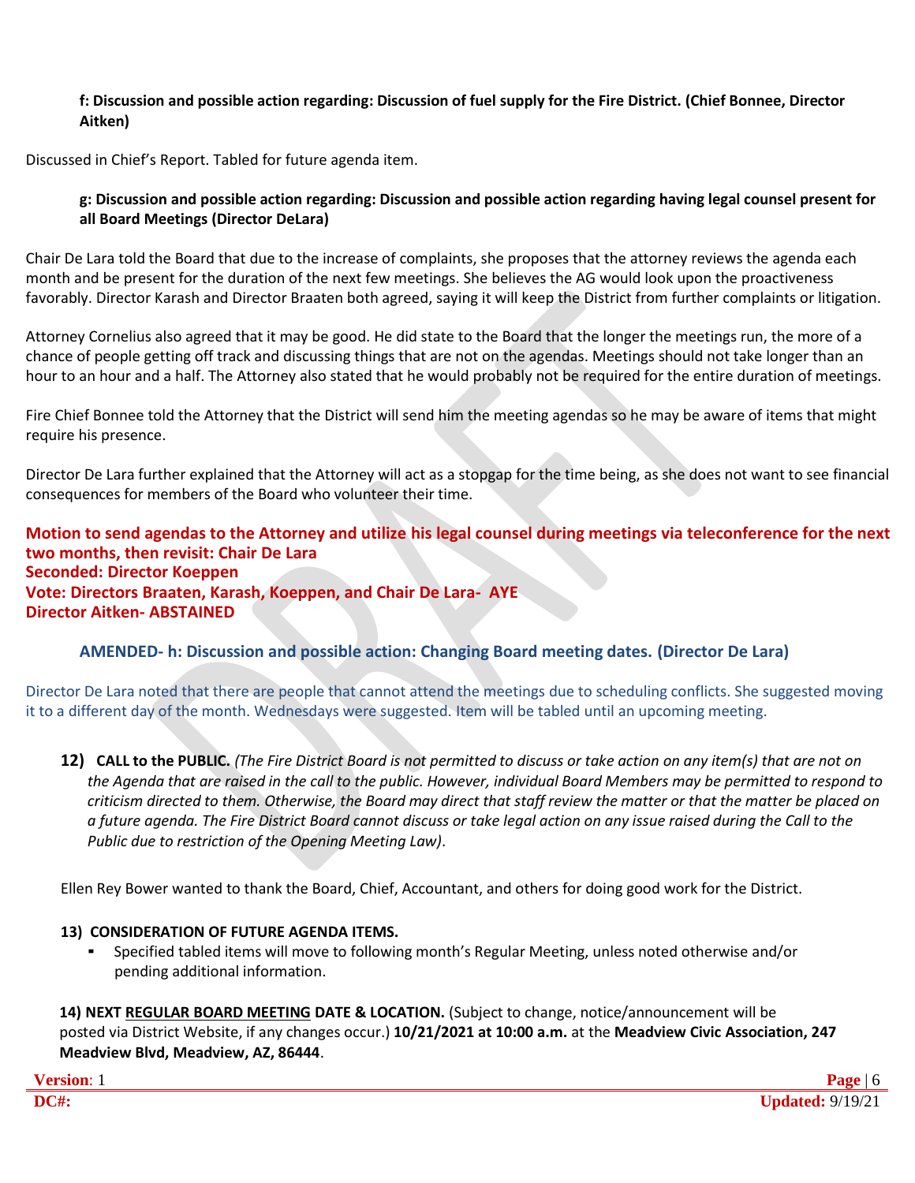**f: Discussion and possible action regarding: Discussion of fuel supply for the Fire District. (Chief Bonnee, Director Aitken)**

Discussed in Chief's Report. Tabled for future agenda item.

**g: Discussion and possible action regarding: Discussion and possible action regarding having legal counsel present for all Board Meetings (Director DeLara)**

Chair De Lara told the Board that due to the increase of complaints, she proposes that the attorney reviews the agenda each month and be present for the duration of the next few meetings. She believes the AG would look upon the proactiveness favorably. Director Karash and Director Braaten both agreed, saying it will keep the District from further complaints or litigation.

Attorney Cornelius also agreed that it may be good. He did state to the Board that the longer the meetings run, the more of a chance of people getting off track and discussing things that are not on the agendas. Meetings should not take longer than an hour to an hour and a half. The Attorney also stated that he would probably not be required for the entire duration of meetings.

Fire Chief Bonnee told the Attorney that the District will send him the meeting agendas so he may be aware of items that might require his presence.

Director De Lara further explained that the Attorney will act as a stopgap for the time being, as she does not want to see financial consequences for members of the Board who volunteer their time.

**Motion to send agendas to the Attorney and utilize his legal counsel during meetings via teleconference for the next two months, then revisit: Chair De Lara**
**Seconded: Director Koeppen**
**Vote: Directors Braaten, Karash, Koeppen, and Chair De Lara- AYE**
**Director Aitken- ABSTAINED**

**AMENDED- h: Discussion and possible action: Changing Board meeting dates. (Director De Lara)**

Director De Lara noted that there are people that cannot attend the meetings due to scheduling conflicts. She suggested moving it to a different day of the month. Wednesdays were suggested. Item will be tabled until an upcoming meeting.

**12) CALL to the PUBLIC.** *(The Fire District Board is not permitted to discuss or take action on any item(s) that are not on the Agenda that are raised in the call to the public. However, individual Board Members may be permitted to respond to criticism directed to them. Otherwise, the Board may direct that staff review the matter or that the matter be placed on a future agenda. The Fire District Board cannot discuss or take legal action on any issue raised during the Call to the Public due to restriction of the Opening Meeting Law)*.

Ellen Rey Bower wanted to thank the Board, Chief, Accountant, and others for doing good work for the District.

**13) CONSIDERATION OF FUTURE AGENDA ITEMS.**

- Specified tabled items will move to following month's Regular Meeting, unless noted otherwise and/or pending additional information.

**14) NEXT REGULAR BOARD MEETING DATE & LOCATION.** (Subject to change, notice/announcement will be posted via District Website, if any changes occur.) **10/21/2021 at 10:00 a.m.** at the **Meadview Civic Association, 247 Meadview Blvd, Meadview, AZ, 86444**.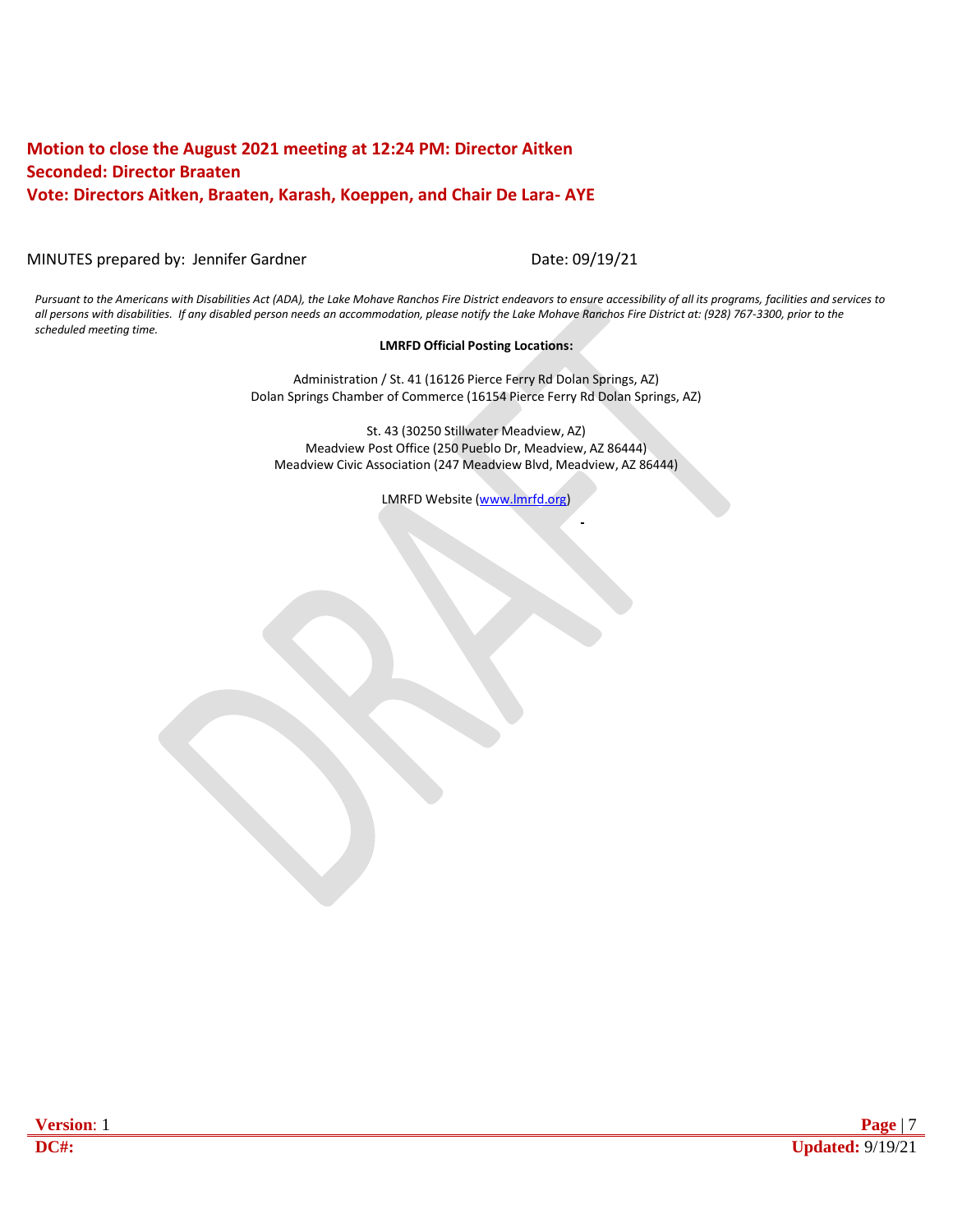**Motion to close the August 2021 meeting at 12:24 PM: Director Aitken**
**Seconded: Director Braaten**
**Vote: Directors Aitken, Braaten, Karash, Koeppen, and Chair De Lara- AYE**

MINUTES prepared by: Jennifer Gardner Date: 09/19/21

*Pursuant to the Americans with Disabilities Act (ADA), the Lake Mohave Ranchos Fire District endeavors to ensure accessibility of all its programs, facilities and services to all persons with disabilities. If any disabled person needs an accommodation, please notify the Lake Mohave Ranchos Fire District at: (928) 767-3300, prior to the scheduled meeting time.*

**LMRFD Official Posting Locations:**

Administration / St. 41 (16126 Pierce Ferry Rd Dolan Springs, AZ)
Dolan Springs Chamber of Commerce (16154 Pierce Ferry Rd Dolan Springs, AZ)

St. 43 (30250 Stillwater Meadview, AZ)
Meadview Post Office (250 Pueblo Dr, Meadview, AZ 86444)
Meadview Civic Association (247 Meadview Blvd, Meadview, AZ 86444)

LMRFD Website (www.lmrfd.org)

**Version**: 1
**DC#:**
**Updated:** 9/19/21